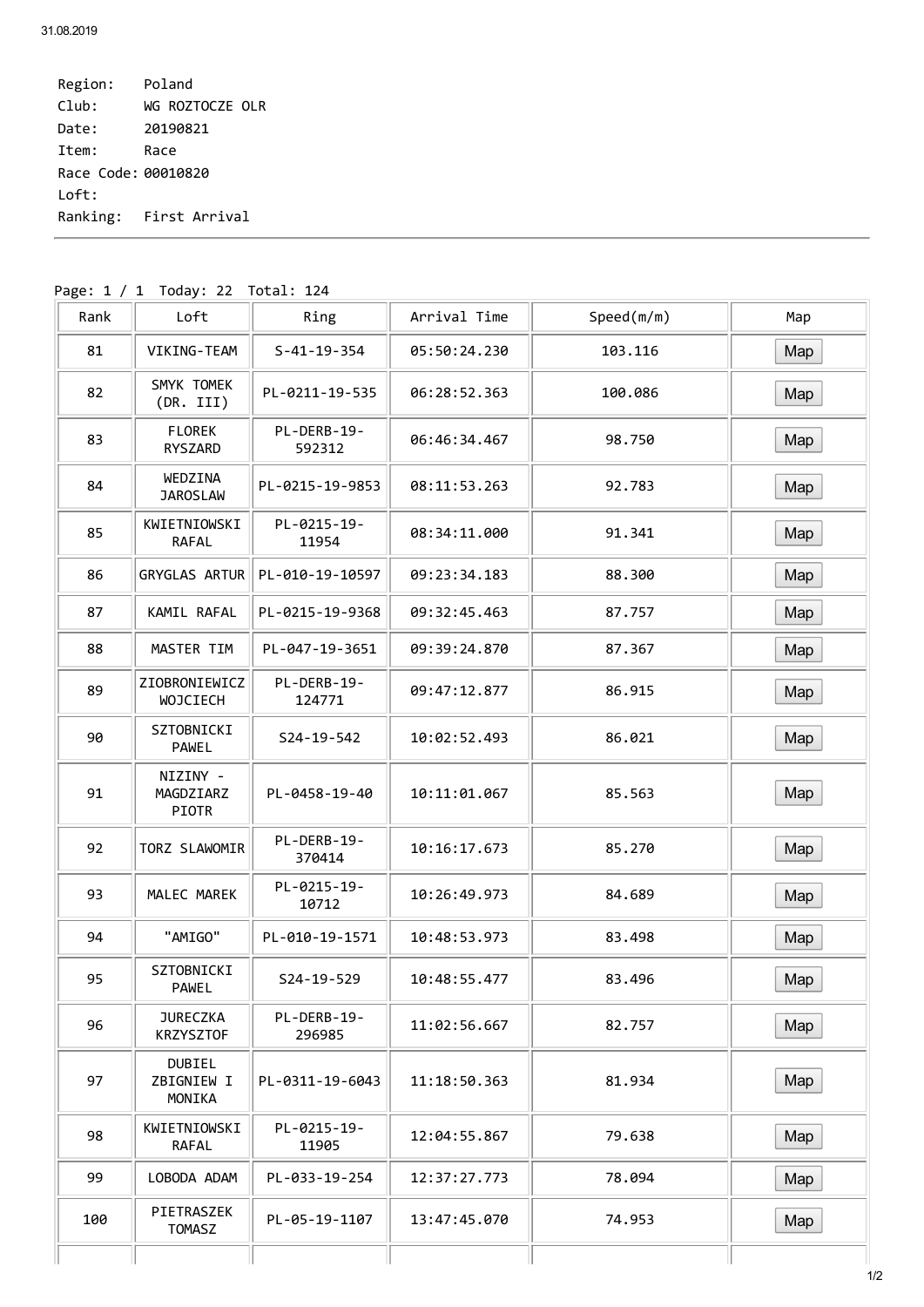Region: Poland
Club: WG ROZTOCZE OLR
Date: 20190821
Item: Race
Race Code: 00010820
Loft:
Ranking: First Arrival

Page: 1 / 1 Today: 22 Total: 124

| Rank | Loft | Ring | Arrival Time | Speed(m/m) | Map |
|---|---|---|---|---|---|
| 81 | VIKING-TEAM | S-41-19-354 | 05:50:24.230 | 103.116 | Map |
| 82 | SMYK TOMEK (DR. III) | PL-0211-19-535 | 06:28:52.363 | 100.086 | Map |
| 83 | FLOREK RYSZARD | PL-DERB-19-592312 | 06:46:34.467 | 98.750 | Map |
| 84 | WEDZINA JAROSLAW | PL-0215-19-9853 | 08:11:53.263 | 92.783 | Map |
| 85 | KWIETNIOWSKI RAFAL | PL-0215-19-11954 | 08:34:11.000 | 91.341 | Map |
| 86 | GRYGLAS ARTUR | PL-010-19-10597 | 09:23:34.183 | 88.300 | Map |
| 87 | KAMIL RAFAL | PL-0215-19-9368 | 09:32:45.463 | 87.757 | Map |
| 88 | MASTER TIM | PL-047-19-3651 | 09:39:24.870 | 87.367 | Map |
| 89 | ZIOBRONIEWICZ WOJCIECH | PL-DERB-19-124771 | 09:47:12.877 | 86.915 | Map |
| 90 | SZTOBNICKI PAWEL | S24-19-542 | 10:02:52.493 | 86.021 | Map |
| 91 | NIZINY - MAGDZIARZ PIOTR | PL-0458-19-40 | 10:11:01.067 | 85.563 | Map |
| 92 | TORZ SLAWOMIR | PL-DERB-19-370414 | 10:16:17.673 | 85.270 | Map |
| 93 | MALEC MAREK | PL-0215-19-10712 | 10:26:49.973 | 84.689 | Map |
| 94 | "AMIGO" | PL-010-19-1571 | 10:48:53.973 | 83.498 | Map |
| 95 | SZTOBNICKI PAWEL | S24-19-529 | 10:48:55.477 | 83.496 | Map |
| 96 | JURECZKA KRZYSZTOF | PL-DERB-19-296985 | 11:02:56.667 | 82.757 | Map |
| 97 | DUBIEL ZBIGNIEW I MONIKA | PL-0311-19-6043 | 11:18:50.363 | 81.934 | Map |
| 98 | KWIETNIOWSKI RAFAL | PL-0215-19-11905 | 12:04:55.867 | 79.638 | Map |
| 99 | LOBODA ADAM | PL-033-19-254 | 12:37:27.773 | 78.094 | Map |
| 100 | PIETRASZEK TOMASZ | PL-05-19-1107 | 13:47:45.070 | 74.953 | Map |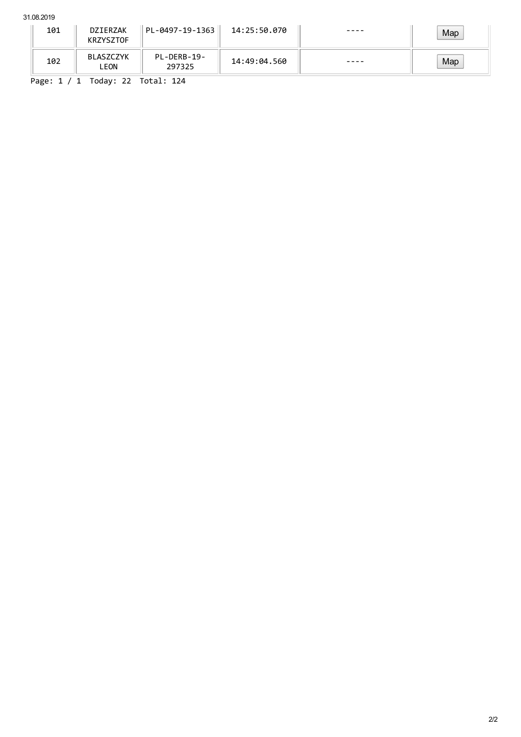| | | | | | |
|---|---|---|---|---|---|
| 101 | DZIERZAK KRZYSZTOF | PL-0497-19-1363 | 14:25:50.070 | ---- | Map |
| 102 | BLASZCZYK LEON | PL-DERB-19-297325 | 14:49:04.560 | ---- | Map |

Page: 1 / 1 Today: 22 Total: 124